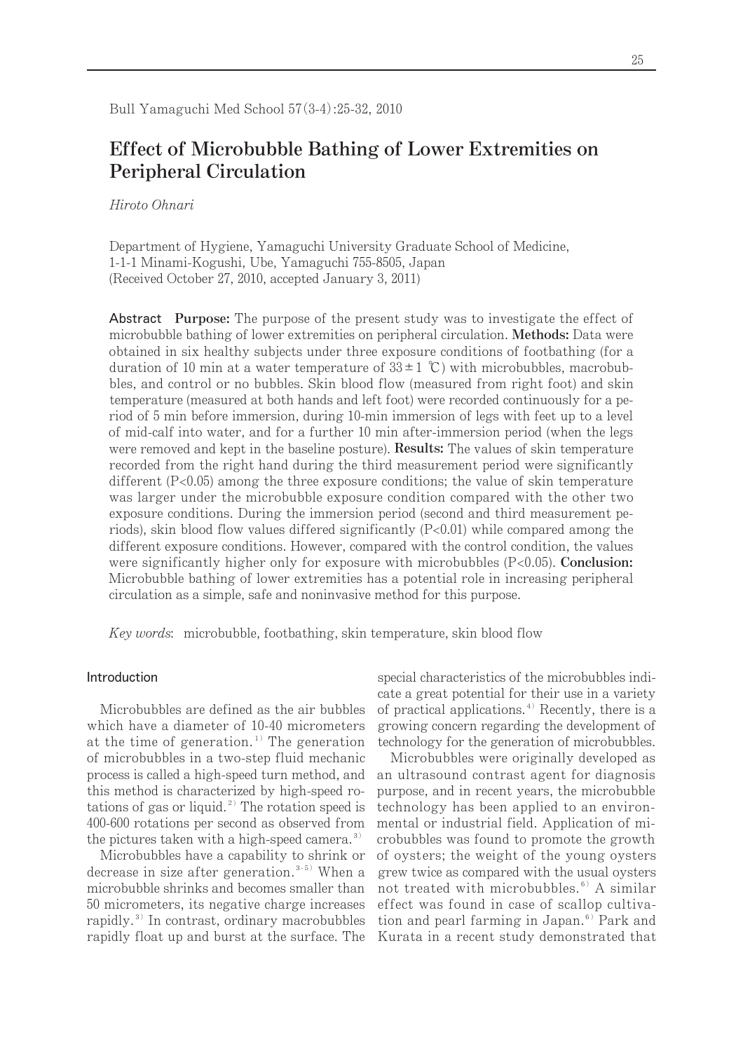# Effect of Microbubble Bathing of Lower Extremities on Peripheral Circulation

*Hiroto Ohnari*

Department of Hygiene, Yamaguchi University Graduate School of Medicine, 1-1-1 Minami-Kogushi, Ube, Yamaguchi 755-8505, Japan
(Received October 27, 2010, accepted January 3, 2011)

**Abstract** **Purpose:** The purpose of the present study was to investigate the effect of microbubble bathing of lower extremities on peripheral circulation. **Methods:** Data were obtained in six healthy subjects under three exposure conditions of footbathing (for a duration of 10 min at a water temperature of 33±1 ℃) with microbubbles, macrobubbles, and control or no bubbles. Skin blood flow (measured from right foot) and skin temperature (measured at both hands and left foot) were recorded continuously for a period of 5 min before immersion, during 10-min immersion of legs with feet up to a level of mid-calf into water, and for a further 10 min after-immersion period (when the legs were removed and kept in the baseline posture). **Results:** The values of skin temperature recorded from the right hand during the third measurement period were significantly different ($P<0.05$) among the three exposure conditions; the value of skin temperature was larger under the microbubble exposure condition compared with the other two exposure conditions. During the immersion period (second and third measurement periods), skin blood flow values differed significantly ($P<0.01$) while compared among the different exposure conditions. However, compared with the control condition, the values were significantly higher only for exposure with microbubbles ($P<0.05$). **Conclusion:** Microbubble bathing of lower extremities has a potential role in increasing peripheral circulation as a simple, safe and noninvasive method for this purpose.

*Key words*: microbubble, footbathing, skin temperature, skin blood flow

## Introduction

Microbubbles are defined as the air bubbles which have a diameter of 10-40 micrometers at the time of generation.[1] The generation of microbubbles in a two-step fluid mechanic process is called a high-speed turn method, and this method is characterized by high-speed rotations of gas or liquid.[2] The rotation speed is 400-600 rotations per second as observed from the pictures taken with a high-speed camera.[3]

Microbubbles have a capability to shrink or decrease in size after generation.[3-5] When a microbubble shrinks and becomes smaller than 50 micrometers, its negative charge increases rapidly.[3] In contrast, ordinary macrobubbles rapidly float up and burst at the surface. The special characteristics of the microbubbles indicate a great potential for their use in a variety of practical applications.[4] Recently, there is a growing concern regarding the development of technology for the generation of microbubbles.

Microbubbles were originally developed as an ultrasound contrast agent for diagnosis purpose, and in recent years, the microbubble technology has been applied to an environmental or industrial field. Application of microbubbles was found to promote the growth of oysters; the weight of the young oysters grew twice as compared with the usual oysters not treated with microbubbles.[6] A similar effect was found in case of scallop cultivation and pearl farming in Japan.[6] Park and Kurata in a recent study demonstrated that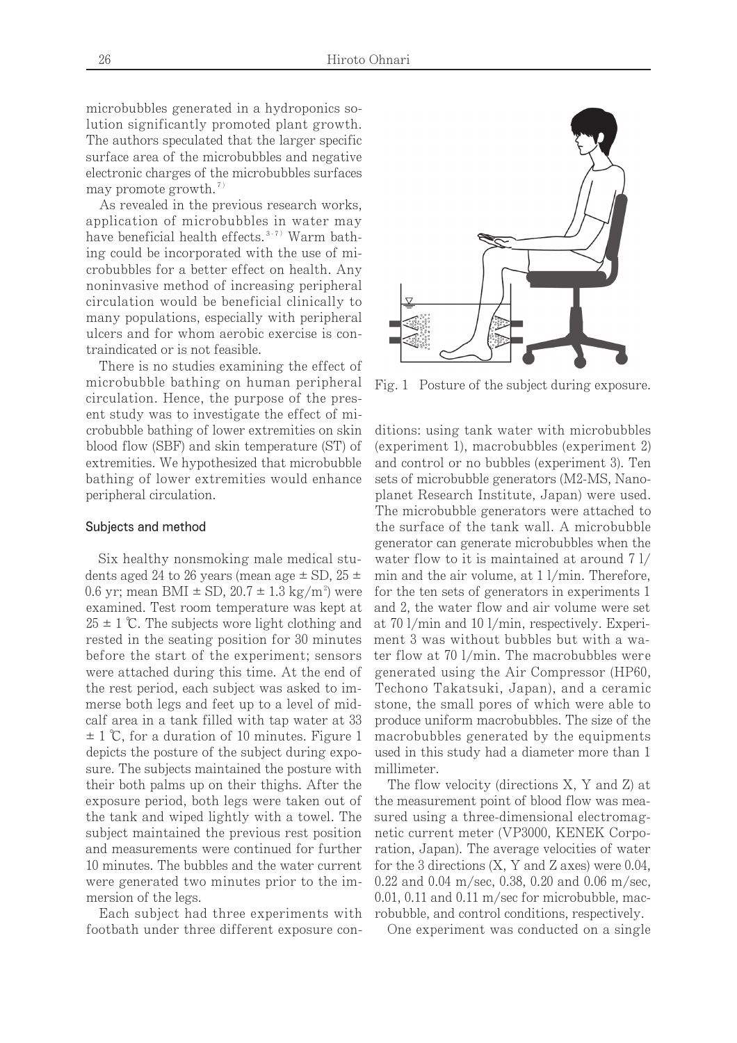microbubbles generated in a hydroponics solution significantly promoted plant growth. The authors speculated that the larger specific surface area of the microbubbles and negative electronic charges of the microbubbles surfaces may promote growth.[7]

As revealed in the previous research works, application of microbubbles in water may have beneficial health effects.[3-7] Warm bathing could be incorporated with the use of microbubbles for a better effect on health. Any noninvasive method of increasing peripheral circulation would be beneficial clinically to many populations, especially with peripheral ulcers and for whom aerobic exercise is contraindicated or is not feasible.

There is no studies examining the effect of microbubble bathing on human peripheral circulation. Hence, the purpose of the present study was to investigate the effect of microbubble bathing of lower extremities on skin blood flow (SBF) and skin temperature (ST) of extremities. We hypothesized that microbubble bathing of lower extremities would enhance peripheral circulation.

## Subjects and method

Six healthy nonsmoking male medical students aged 24 to 26 years (mean age ± SD, 25 ± 0.6 yr; mean BMI ± SD, 20.7 ± 1.3 kg/m$^2$) were examined. Test room temperature was kept at 25 ± 1 ℃. The subjects wore light clothing and rested in the seating position for 30 minutes before the start of the experiment; sensors were attached during this time. At the end of the rest period, each subject was asked to immerse both legs and feet up to a level of midcalf area in a tank filled with tap water at 33 ± 1 ℃, for a duration of 10 minutes. Figure 1 depicts the posture of the subject during exposure. The subjects maintained the posture with their both palms up on their thighs. After the exposure period, both legs were taken out of the tank and wiped lightly with a towel. The subject maintained the previous rest position and measurements were continued for further 10 minutes. The bubbles and the water current were generated two minutes prior to the immersion of the legs.

Each subject had three experiments with footbath under three different exposure conditions: using tank water with microbubbles (experiment 1), macrobubbles (experiment 2) and control or no bubbles (experiment 3). Ten sets of microbubble generators (M2-MS, Nanoplanet Research Institute, Japan) were used. The microbubble generators were attached to the surface of the tank wall. A microbubble generator can generate microbubbles when the water flow to it is maintained at around 7 l/min and the air volume, at 1 l/min. Therefore, for the ten sets of generators in experiments 1 and 2, the water flow and air volume were set at 70 l/min and 10 l/min, respectively. Experiment 3 was without bubbles but with a water flow at 70 l/min. The macrobubbles were generated using the Air Compressor (HP60, Techono Takatsuki, Japan), and a ceramic stone, the small pores of which were able to produce uniform macrobubbles. The size of the macrobubbles generated by the equipments used in this study had a diameter more than 1 millimeter.

Fig. 1 Posture of the subject during exposure.

The flow velocity (directions X, Y and Z) at the measurement point of blood flow was measured using a three-dimensional electromagnetic current meter (VP3000, KENEK Corporation, Japan). The average velocities of water for the 3 directions (X, Y and Z axes) were 0.04, 0.22 and 0.04 m/sec, 0.38, 0.20 and 0.06 m/sec, 0.01, 0.11 and 0.11 m/sec for microbubble, macrobubble, and control conditions, respectively.

One experiment was conducted on a single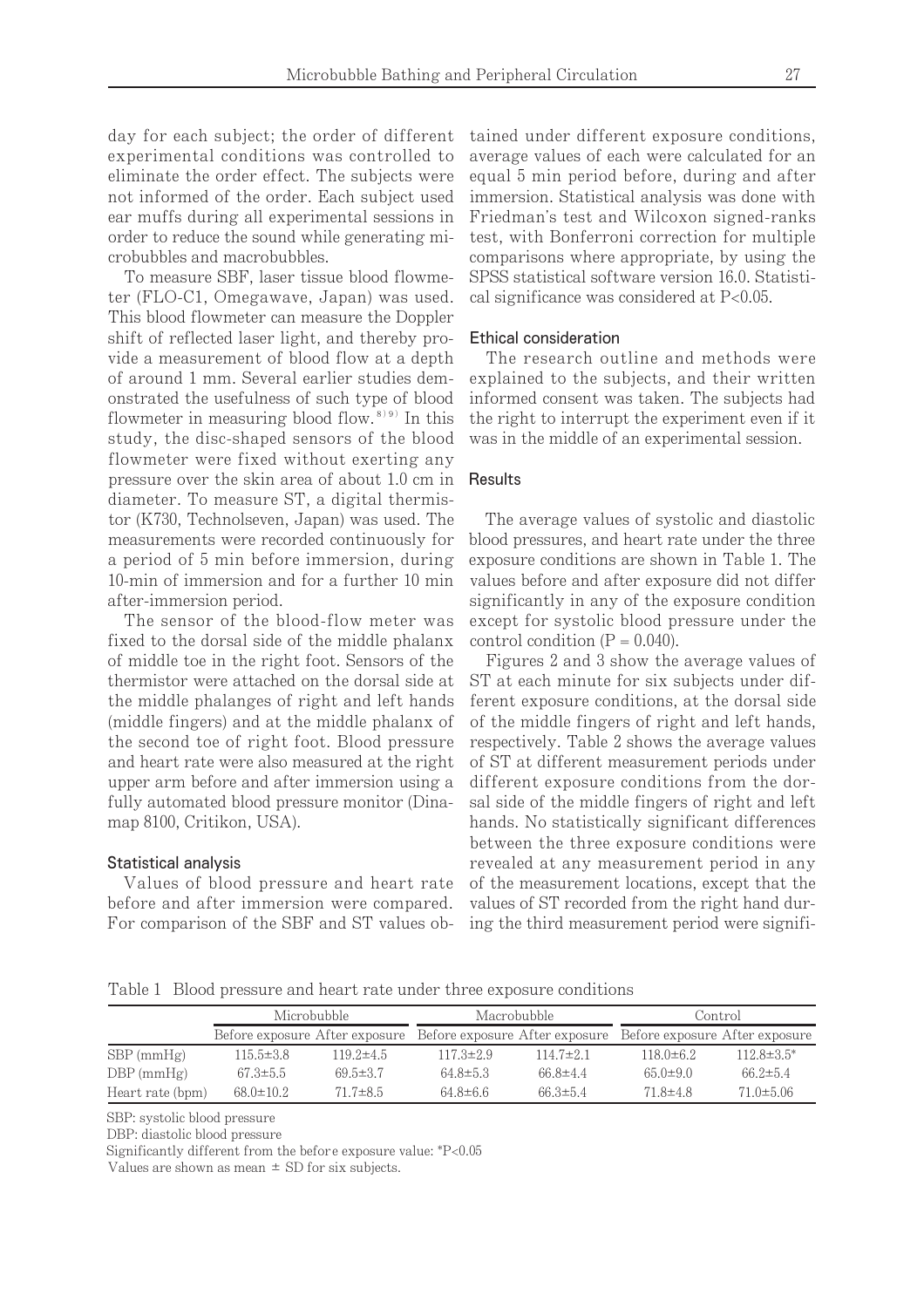day for each subject; the order of different experimental conditions was controlled to eliminate the order effect. The subjects were not informed of the order. Each subject used ear muffs during all experimental sessions in order to reduce the sound while generating microbubbles and macrobubbles.

To measure SBF, laser tissue blood flowmeter (FLO-C1, Omegawave, Japan) was used. This blood flowmeter can measure the Doppler shift of reflected laser light, and thereby provide a measurement of blood flow at a depth of around 1 mm. Several earlier studies demonstrated the usefulness of such type of blood flowmeter in measuring blood flow.[8)9)] In this study, the disc-shaped sensors of the blood flowmeter were fixed without exerting any pressure over the skin area of about 1.0 cm in diameter. To measure ST, a digital thermistor (K730, Technolseven, Japan) was used. The measurements were recorded continuously for a period of 5 min before immersion, during 10-min of immersion and for a further 10 min after-immersion period.

The sensor of the blood-flow meter was fixed to the dorsal side of the middle phalanx of middle toe in the right foot. Sensors of the thermistor were attached on the dorsal side at the middle phalanges of right and left hands (middle fingers) and at the middle phalanx of the second toe of right foot. Blood pressure and heart rate were also measured at the right upper arm before and after immersion using a fully automated blood pressure monitor (Dinamap 8100, Critikon, USA).

### Statistical analysis

Values of blood pressure and heart rate before and after immersion were compared. For comparison of the SBF and ST values obtained under different exposure conditions, average values of each were calculated for an equal 5 min period before, during and after immersion. Statistical analysis was done with Friedman's test and Wilcoxon signed-ranks test, with Bonferroni correction for multiple comparisons where appropriate, by using the SPSS statistical software version 16.0. Statistical significance was considered at $P<0.05$.

### Ethical consideration

The research outline and methods were explained to the subjects, and their written informed consent was taken. The subjects had the right to interrupt the experiment even if it was in the middle of an experimental session.

## Results

The average values of systolic and diastolic blood pressures, and heart rate under the three exposure conditions are shown in Table 1. The values before and after exposure did not differ significantly in any of the exposure condition except for systolic blood pressure under the control condition ($P = 0.040$).

Figures 2 and 3 show the average values of ST at each minute for six subjects under different exposure conditions, at the dorsal side of the middle fingers of right and left hands, respectively. Table 2 shows the average values of ST at different measurement periods under different exposure conditions from the dorsal side of the middle fingers of right and left hands. No statistically significant differences between the three exposure conditions were revealed at any measurement period in any of the measurement locations, except that the values of ST recorded from the right hand during the third measurement period were signifi-

Table 1 Blood pressure and heart rate under three exposure conditions

| | Microbubble | | Macrobubble | | Control | |
|---|---|---|---|---|---|---|
| | Before exposure | After exposure | Before exposure | After exposure | Before exposure | After exposure |
| SBP (mmHg) | 115.5±3.8 | 119.2±4.5 | 117.3±2.9 | 114.7±2.1 | 118.0±6.2 | 112.8±3.5* |
| DBP (mmHg) | 67.3±5.5 | 69.5±3.7 | 64.8±5.3 | 66.8±4.4 | 65.0±9.0 | 66.2±5.4 |
| Heart rate (bpm) | 68.0±10.2 | 71.7±8.5 | 64.8±6.6 | 66.3±5.4 | 71.8±4.8 | 71.0±5.06 |

SBP: systolic blood pressure

DBP: diastolic blood pressure

Significantly different from the before exposure value: *$P<0.05$

Values are shown as mean ± SD for six subjects.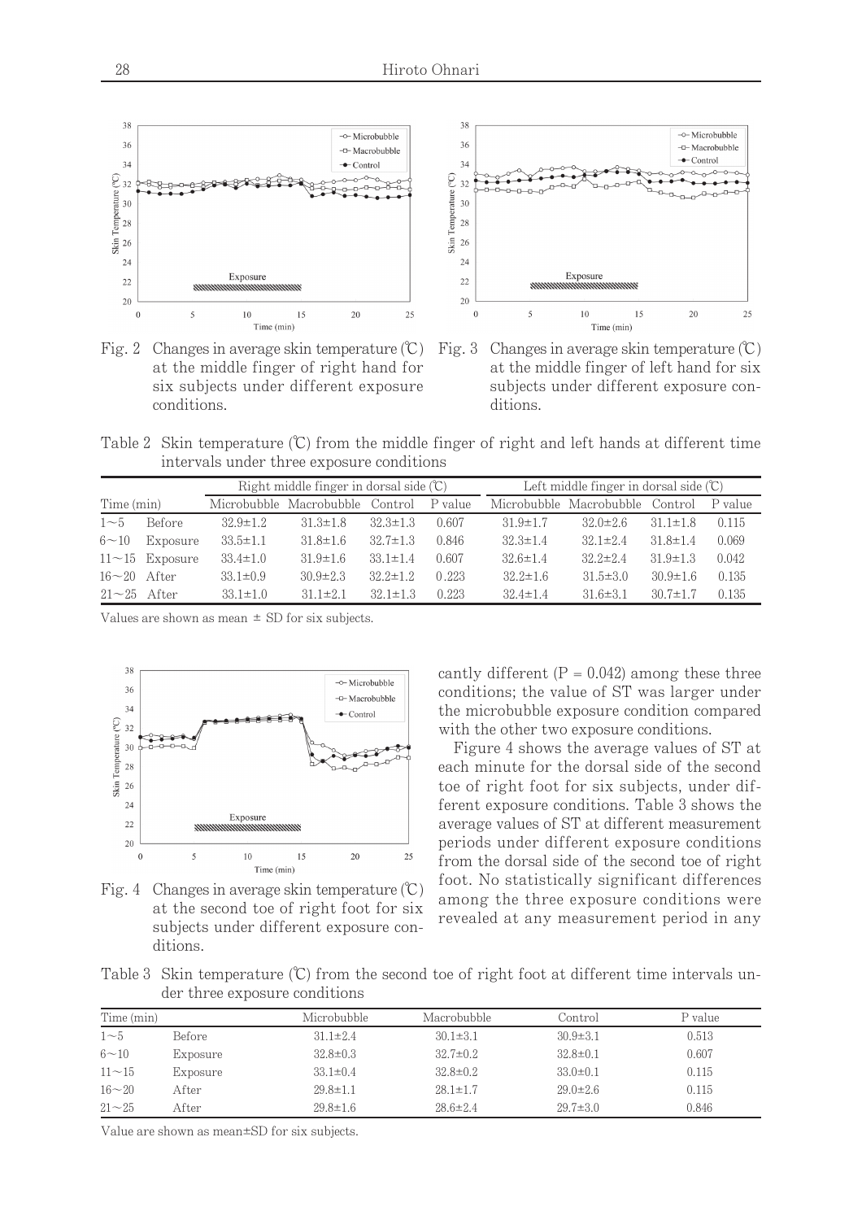Fig. 2 Changes in average skin temperature (℃) at the middle finger of right hand for six subjects under different exposure conditions.

Fig. 3 Changes in average skin temperature (℃) at the middle finger of left hand for six subjects under different exposure conditions.

Table 2 Skin temperature (℃) from the middle finger of right and left hands at different time intervals under three exposure conditions

| Time (min) | | Right middle finger in dorsal side (℃) | | | | Left middle finger in dorsal side (℃) | | | |
|---|---|---|---|---|---|---|---|---|---|
| | | Microbubble | Macrobubble | Control | P value | Microbubble | Macrobubble | Control | P value |
| 1～5 | Before | 32.9±1.2 | 31.3±1.8 | 32.3±1.3 | 0.607 | 31.9±1.7 | 32.0±2.6 | 31.1±1.8 | 0.115 |
| 6～10 | Exposure | 33.5±1.1 | 31.8±1.6 | 32.7±1.3 | 0.846 | 32.3±1.4 | 32.1±2.4 | 31.8±1.4 | 0.069 |
| 11～15 | Exposure | 33.4±1.0 | 31.9±1.6 | 33.1±1.4 | 0.607 | 32.6±1.4 | 32.2±2.4 | 31.9±1.3 | 0.042 |
| 16～20 | After | 33.1±0.9 | 30.9±2.3 | 32.2±1.2 | 0.223 | 32.2±1.6 | 31.5±3.0 | 30.9±1.6 | 0.135 |
| 21～25 | After | 33.1±1.0 | 31.1±2.1 | 32.1±1.3 | 0.223 | 32.4±1.4 | 31.6±3.1 | 30.7±1.7 | 0.135 |

Values are shown as mean ± SD for six subjects.

Fig. 4 Changes in average skin temperature (℃) at the second toe of right foot for six subjects under different exposure conditions.

cantly different ($P = 0.042$) among these three conditions; the value of ST was larger under the microbubble exposure condition compared with the other two exposure conditions.

Figure 4 shows the average values of ST at each minute for the dorsal side of the second toe of right foot for six subjects, under different exposure conditions. Table 3 shows the average values of ST at different measurement periods under different exposure conditions from the dorsal side of the second toe of right foot. No statistically significant differences among the three exposure conditions were revealed at any measurement period in any

Table 3 Skin temperature (℃) from the second toe of right foot at different time intervals under three exposure conditions

| Time (min) | | Microbubble | Macrobubble | Control | P value |
|---|---|---|---|---|---|
| 1～5 | Before | 31.1±2.4 | 30.1±3.1 | 30.9±3.1 | 0.513 |
| 6～10 | Exposure | 32.8±0.3 | 32.7±0.2 | 32.8±0.1 | 0.607 |
| 11～15 | Exposure | 33.1±0.4 | 32.8±0.2 | 33.0±0.1 | 0.115 |
| 16～20 | After | 29.8±1.1 | 28.1±1.7 | 29.0±2.6 | 0.115 |
| 21～25 | After | 29.8±1.6 | 28.6±2.4 | 29.7±3.0 | 0.846 |

Value are shown as mean±SD for six subjects.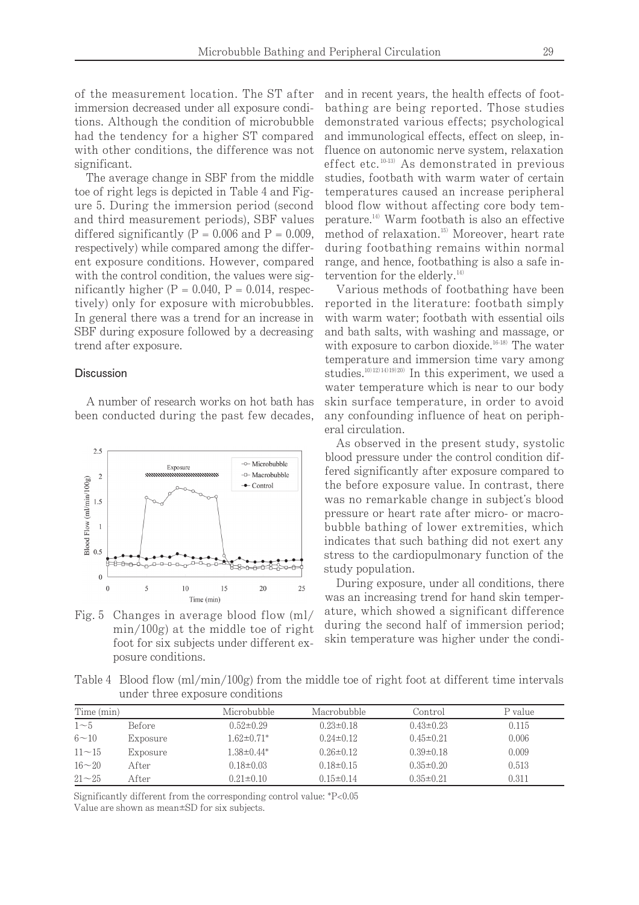of the measurement location. The ST after immersion decreased under all exposure conditions. Although the condition of microbubble had the tendency for a higher ST compared with other conditions, the difference was not significant.

The average change in SBF from the middle toe of right legs is depicted in Table 4 and Figure 5. During the immersion period (second and third measurement periods), SBF values differed significantly (P = 0.006 and P = 0.009, respectively) while compared among the different exposure conditions. However, compared with the control condition, the values were significantly higher (P = 0.040, P = 0.014, respectively) only for exposure with microbubbles. In general there was a trend for an increase in SBF during exposure followed by a decreasing trend after exposure.

## Discussion

A number of research works on hot bath has been conducted during the past few decades, and in recent years, the health effects of footbathing are being reported. Those studies demonstrated various effects; psychological and immunological effects, effect on sleep, influence on autonomic nerve system, relaxation effect etc.[10-13] As demonstrated in previous studies, footbath with warm water of certain temperatures caused an increase peripheral blood flow without affecting core body temperature.[14] Warm footbath is also an effective method of relaxation.[15] Moreover, heart rate during footbathing remains within normal range, and hence, footbathing is also a safe intervention for the elderly.[14]

Various methods of footbathing have been reported in the literature: footbath simply with warm water; footbath with essential oils and bath salts, with washing and massage, or with exposure to carbon dioxide.[16-18] The water temperature and immersion time vary among studies.[10)12)14)19)20] In this experiment, we used a water temperature which is near to our body skin surface temperature, in order to avoid any confounding influence of heat on peripheral circulation.

As observed in the present study, systolic blood pressure under the control condition differed significantly after exposure compared to the before exposure value. In contrast, there was no remarkable change in subject's blood pressure or heart rate after micro- or macrobubble bathing of lower extremities, which indicates that such bathing did not exert any stress to the cardiopulmonary function of the study population.

During exposure, under all conditions, there was an increasing trend for hand skin temperature, which showed a significant difference during the second half of immersion period; skin temperature was higher under the condi-

Fig. 5 Changes in average blood flow (ml/min/100g) at the middle toe of right foot for six subjects under different exposure conditions.

Table 4 Blood flow (ml/min/100g) from the middle toe of right foot at different time intervals under three exposure conditions

| Time (min) | | Microbubble | Macrobubble | Control | P value |
|---|---|---|---|---|---|
| 1～5 | Before | 0.52±0.29 | 0.23±0.18 | 0.43±0.23 | 0.115 |
| 6～10 | Exposure | 1.62±0.71* | 0.24±0.12 | 0.45±0.21 | 0.006 |
| 11～15 | Exposure | 1.38±0.44* | 0.26±0.12 | 0.39±0.18 | 0.009 |
| 16～20 | After | 0.18±0.03 | 0.18±0.15 | 0.35±0.20 | 0.513 |
| 21～25 | After | 0.21±0.10 | 0.15±0.14 | 0.35±0.21 | 0.311 |

Significantly different from the corresponding control value: *P<0.05
Value are shown as mean±SD for six subjects.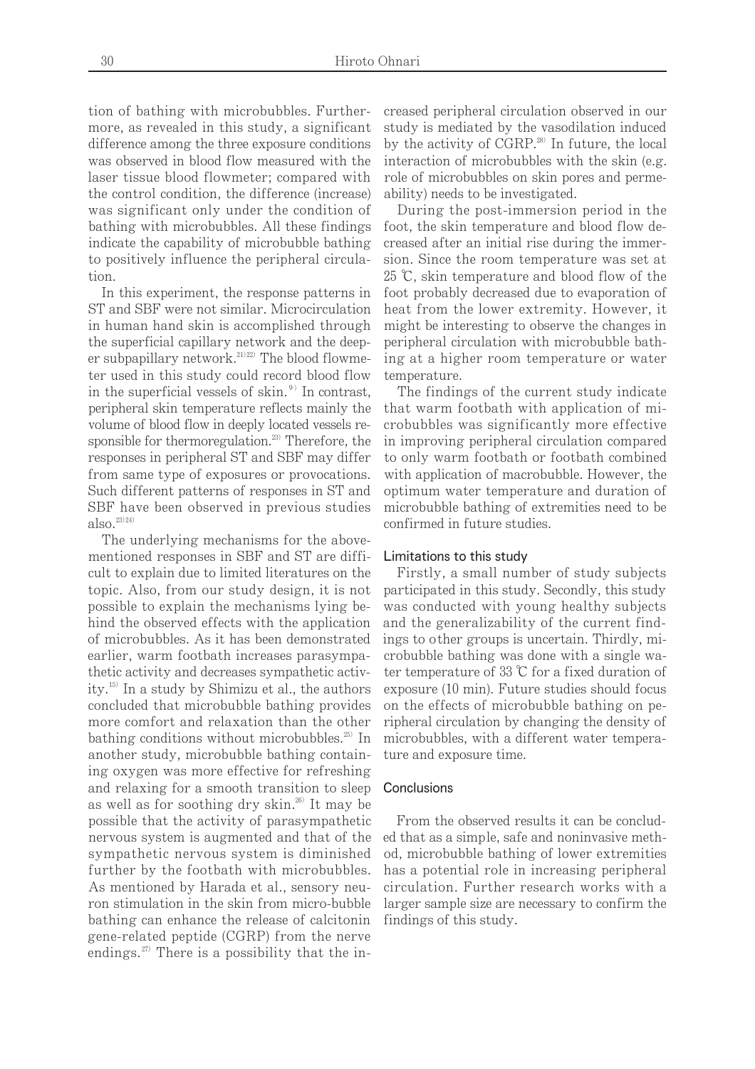tion of bathing with microbubbles. Furthermore, as revealed in this study, a significant difference among the three exposure conditions was observed in blood flow measured with the laser tissue blood flowmeter; compared with the control condition, the difference (increase) was significant only under the condition of bathing with microbubbles. All these findings indicate the capability of microbubble bathing to positively influence the peripheral circulation.

In this experiment, the response patterns in ST and SBF were not similar. Microcirculation in human hand skin is accomplished through the superficial capillary network and the deeper subpapillary network.[21)22)] The blood flowmeter used in this study could record blood flow in the superficial vessels of skin.[9)] In contrast, peripheral skin temperature reflects mainly the volume of blood flow in deeply located vessels responsible for thermoregulation.[23)] Therefore, the responses in peripheral ST and SBF may differ from same type of exposures or provocations. Such different patterns of responses in ST and SBF have been observed in previous studies also.[23)24)]

The underlying mechanisms for the above-mentioned responses in SBF and ST are difficult to explain due to limited literatures on the topic. Also, from our study design, it is not possible to explain the mechanisms lying behind the observed effects with the application of microbubbles. As it has been demonstrated earlier, warm footbath increases parasympathetic activity and decreases sympathetic activity.[15)] In a study by Shimizu et al., the authors concluded that microbubble bathing provides more comfort and relaxation than the other bathing conditions without microbubbles.[25)] In another study, microbubble bathing containing oxygen was more effective for refreshing and relaxing for a smooth transition to sleep as well as for soothing dry skin.[26)] It may be possible that the activity of parasympathetic nervous system is augmented and that of the sympathetic nervous system is diminished further by the footbath with microbubbles. As mentioned by Harada et al., sensory neuron stimulation in the skin from micro-bubble bathing can enhance the release of calcitonin gene-related peptide (CGRP) from the nerve endings.[27)] There is a possibility that the increased peripheral circulation observed in our study is mediated by the vasodilation induced by the activity of CGRP.[28)] In future, the local interaction of microbubbles with the skin (e.g. role of microbubbles on skin pores and permeability) needs to be investigated.

During the post-immersion period in the foot, the skin temperature and blood flow decreased after an initial rise during the immersion. Since the room temperature was set at 25 ℃, skin temperature and blood flow of the foot probably decreased due to evaporation of heat from the lower extremity. However, it might be interesting to observe the changes in peripheral circulation with microbubble bathing at a higher room temperature or water temperature.

The findings of the current study indicate that warm footbath with application of microbubbles was significantly more effective in improving peripheral circulation compared to only warm footbath or footbath combined with application of macrobubble. However, the optimum water temperature and duration of microbubble bathing of extremities need to be confirmed in future studies.

### Limitations to this study

Firstly, a small number of study subjects participated in this study. Secondly, this study was conducted with young healthy subjects and the generalizability of the current findings to other groups is uncertain. Thirdly, microbubble bathing was done with a single water temperature of 33 ℃ for a fixed duration of exposure (10 min). Future studies should focus on the effects of microbubble bathing on peripheral circulation by changing the density of microbubbles, with a different water temperature and exposure time.

## Conclusions

From the observed results it can be concluded that as a simple, safe and noninvasive method, microbubble bathing of lower extremities has a potential role in increasing peripheral circulation. Further research works with a larger sample size are necessary to confirm the findings of this study.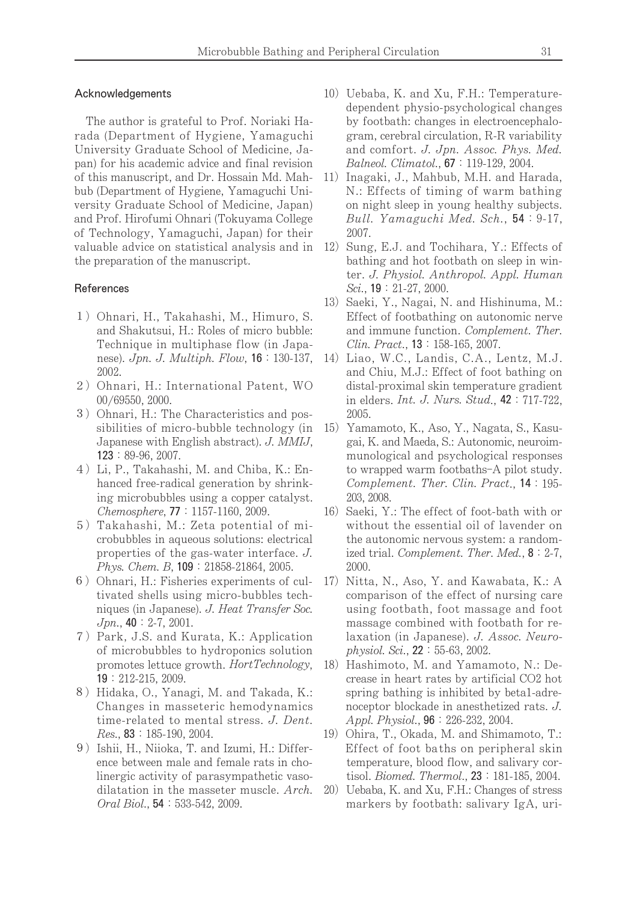## Acknowledgements

The author is grateful to Prof. Noriaki Harada (Department of Hygiene, Yamaguchi University Graduate School of Medicine, Japan) for his academic advice and final revision of this manuscript, and Dr. Hossain Md. Mahbub (Department of Hygiene, Yamaguchi University Graduate School of Medicine, Japan) and Prof. Hirofumi Ohnari (Tokuyama College of Technology, Yamaguchi, Japan) for their valuable advice on statistical analysis and in the preparation of the manuscript.

## References

1) Ohnari, H., Takahashi, M., Himuro, S. and Shakutsui, H.: Roles of micro bubble: Technique in multiphase flow (in Japanese). *Jpn. J. Multiph. Flow*, **16** : 130-137, 2002.
2) Ohnari, H.: International Patent, WO 00/69550, 2000.
3) Ohnari, H.: The Characteristics and possibilities of micro-bubble technology (in Japanese with English abstract). *J. MMIJ*, **123** : 89-96, 2007.
4) Li, P., Takahashi, M. and Chiba, K.: Enhanced free-radical generation by shrinking microbubbles using a copper catalyst. *Chemosphere*, **77** : 1157-1160, 2009.
5) Takahashi, M.: Zeta potential of microbubbles in aqueous solutions: electrical properties of the gas-water interface. *J. Phys. Chem. B*, **109** : 21858-21864, 2005.
6) Ohnari, H.: Fisheries experiments of cultivated shells using micro-bubbles techniques (in Japanese). *J. Heat Transfer Soc. Jpn.*, **40** : 2-7, 2001.
7) Park, J.S. and Kurata, K.: Application of microbubbles to hydroponics solution promotes lettuce growth. *HortTechnology*, **19** : 212-215, 2009.
8) Hidaka, O., Yanagi, M. and Takada, K.: Changes in masseteric hemodynamics time-related to mental stress. *J. Dent. Res.*, **83** : 185-190, 2004.
9) Ishii, H., Niioka, T. and Izumi, H.: Difference between male and female rats in cholinergic activity of parasympathetic vasodilatation in the masseter muscle. *Arch. Oral Biol.*, **54** : 533-542, 2009.
10) Uebaba, K. and Xu, F.H.: Temperature-dependent physio-psychological changes by footbath: changes in electroencephalogram, cerebral circulation, R-R variability and comfort. *J. Jpn. Assoc. Phys. Med. Balneol. Climatol.*, **67** : 119-129, 2004.
11) Inagaki, J., Mahbub, M.H. and Harada, N.: Effects of timing of warm bathing on night sleep in young healthy subjects. *Bull. Yamaguchi Med. Sch.*, **54** : 9-17, 2007.
12) Sung, E.J. and Tochihara, Y.: Effects of bathing and hot footbath on sleep in winter. *J. Physiol. Anthropol. Appl. Human Sci.*, **19** : 21-27, 2000.
13) Saeki, Y., Nagai, N. and Hishinuma, M.: Effect of footbathing on autonomic nerve and immune function. *Complement. Ther. Clin. Pract.*, **13** : 158-165, 2007.
14) Liao, W.C., Landis, C.A., Lentz, M.J. and Chiu, M.J.: Effect of foot bathing on distal-proximal skin temperature gradient in elders. *Int. J. Nurs. Stud.*, **42** : 717-722, 2005.
15) Yamamoto, K., Aso, Y., Nagata, S., Kasugai, K. and Maeda, S.: Autonomic, neuroimmunological and psychological responses to wrapped warm footbaths–A pilot study. *Complement. Ther. Clin. Pract.*, **14** : 195-203, 2008.
16) Saeki, Y.: The effect of foot-bath with or without the essential oil of lavender on the autonomic nervous system: a randomized trial. *Complement. Ther. Med.*, **8** : 2-7, 2000.
17) Nitta, N., Aso, Y. and Kawabata, K.: A comparison of the effect of nursing care using footbath, foot massage and foot massage combined with footbath for relaxation (in Japanese). *J. Assoc. Neurophysiol. Sci.*, **22** : 55-63, 2002.
18) Hashimoto, M. and Yamamoto, N.: Decrease in heart rates by artificial $CO_2$ hot spring bathing is inhibited by beta1-adrenoceptor blockade in anesthetized rats. *J. Appl. Physiol.*, **96** : 226-232, 2004.
19) Ohira, T., Okada, M. and Shimamoto, T.: Effect of foot baths on peripheral skin temperature, blood flow, and salivary cortisol. *Biomed. Thermol.*, **23** : 181-185, 2004.
20) Uebaba, K. and Xu, F.H.: Changes of stress markers by footbath: salivary IgA, uri-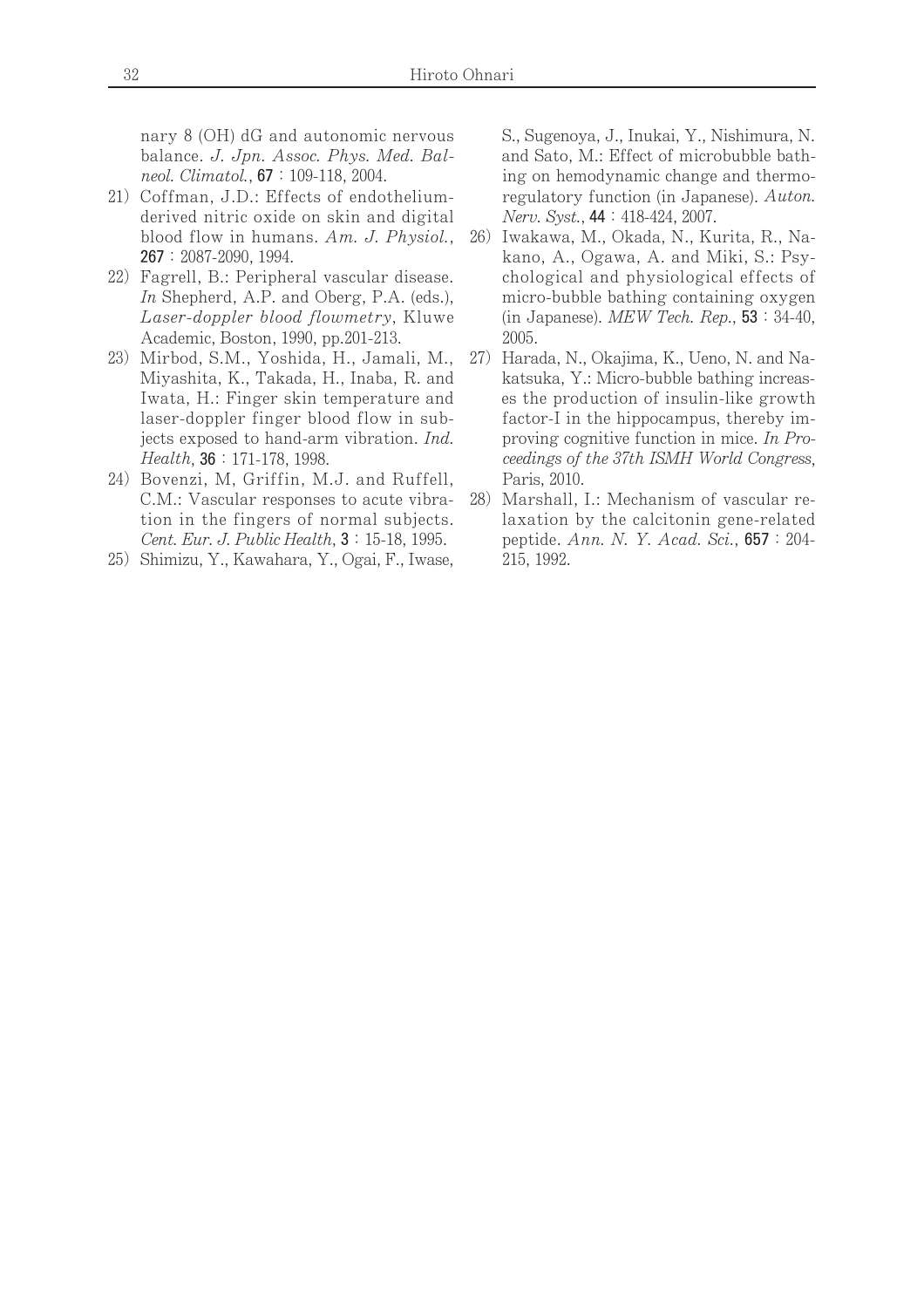nary 8 (OH) dG and autonomic nervous balance. *J. Jpn. Assoc. Phys. Med. Balneol. Climatol.*, **67** : 109-118, 2004.

21) Coffman, J.D.: Effects of endothelium-derived nitric oxide on skin and digital blood flow in humans. *Am. J. Physiol.*, **267** : 2087-2090, 1994.

22) Fagrell, B.: Peripheral vascular disease. *In* Shepherd, A.P. and Oberg, P.A. (eds.), *Laser-doppler blood flowmetry*, Kluwe Academic, Boston, 1990, pp.201-213.

23) Mirbod, S.M., Yoshida, H., Jamali, M., Miyashita, K., Takada, H., Inaba, R. and Iwata, H.: Finger skin temperature and laser-doppler finger blood flow in subjects exposed to hand-arm vibration. *Ind. Health*, **36** : 171-178, 1998.

24) Bovenzi, M, Griffin, M.J. and Ruffell, C.M.: Vascular responses to acute vibration in the fingers of normal subjects. *Cent. Eur. J. Public Health*, **3** : 15-18, 1995.

25) Shimizu, Y., Kawahara, Y., Ogai, F., Iwase, S., Sugenoya, J., Inukai, Y., Nishimura, N. and Sato, M.: Effect of microbubble bathing on hemodynamic change and thermoregulatory function (in Japanese). *Auton. Nerv. Syst.*, **44** : 418-424, 2007.

26) Iwakawa, M., Okada, N., Kurita, R., Nakano, A., Ogawa, A. and Miki, S.: Psychological and physiological effects of micro-bubble bathing containing oxygen (in Japanese). *MEW Tech. Rep.*, **53** : 34-40, 2005.

27) Harada, N., Okajima, K., Ueno, N. and Nakatsuka, Y.: Micro-bubble bathing increases the production of insulin-like growth factor-I in the hippocampus, thereby improving cognitive function in mice. *In Proceedings of the 37th ISMH World Congress*, Paris, 2010.

28) Marshall, I.: Mechanism of vascular relaxation by the calcitonin gene-related peptide. *Ann. N. Y. Acad. Sci.*, **657** : 204-215, 1992.